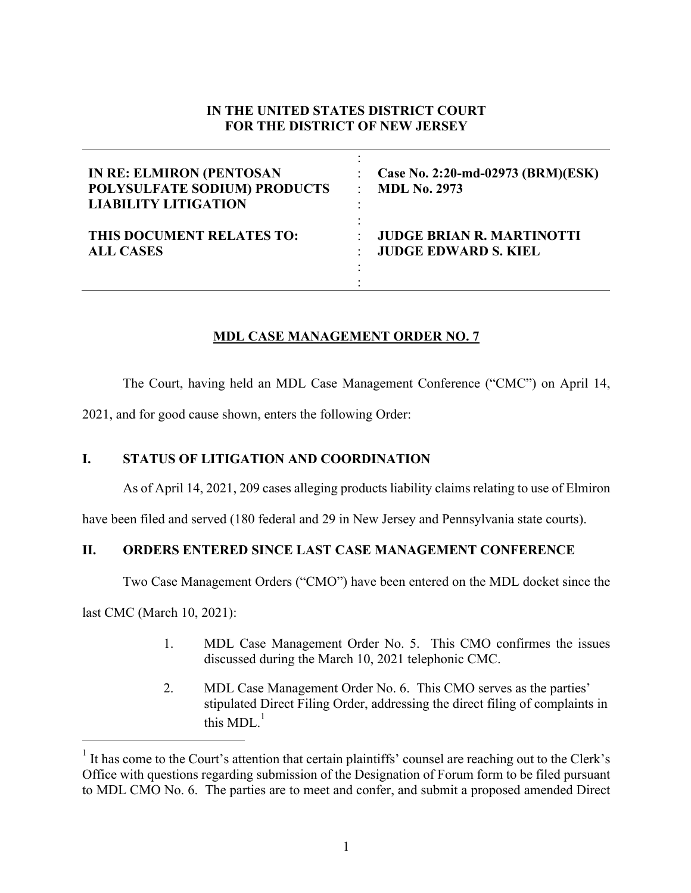**IN THE UNITED STATES DISTRICT COURT**
**FOR THE DISTRICT OF NEW JERSEY**

| | | |
|---|---|---|
| **IN RE: ELMIRON (PENTOSAN POLYSULFATE SODIUM) PRODUCTS LIABILITY LITIGATION** | : | **Case No. 2:20-md-02973 (BRM)(ESK)** **MDL No. 2973** |
| **THIS DOCUMENT RELATES TO: ALL CASES** | : | **JUDGE BRIAN R. MARTINOTTI** **JUDGE EDWARD S. KIEL** |

**MDL CASE MANAGEMENT ORDER NO. 7**

The Court, having held an MDL Case Management Conference ("CMC") on April 14, 2021, and for good cause shown, enters the following Order:

## I. STATUS OF LITIGATION AND COORDINATION

As of April 14, 2021, 209 cases alleging products liability claims relating to use of Elmiron have been filed and served (180 federal and 29 in New Jersey and Pennsylvania state courts).

## II. ORDERS ENTERED SINCE LAST CASE MANAGEMENT CONFERENCE

Two Case Management Orders ("CMO") have been entered on the MDL docket since the last CMC (March 10, 2021):

1. MDL Case Management Order No. 5. This CMO confirmes the issues discussed during the March 10, 2021 telephonic CMC.

2. MDL Case Management Order No. 6. This CMO serves as the parties' stipulated Direct Filing Order, addressing the direct filing of complaints in this MDL.[1]

[1] It has come to the Court's attention that certain plaintiffs' counsel are reaching out to the Clerk's Office with questions regarding submission of the Designation of Forum form to be filed pursuant to MDL CMO No. 6. The parties are to meet and confer, and submit a proposed amended Direct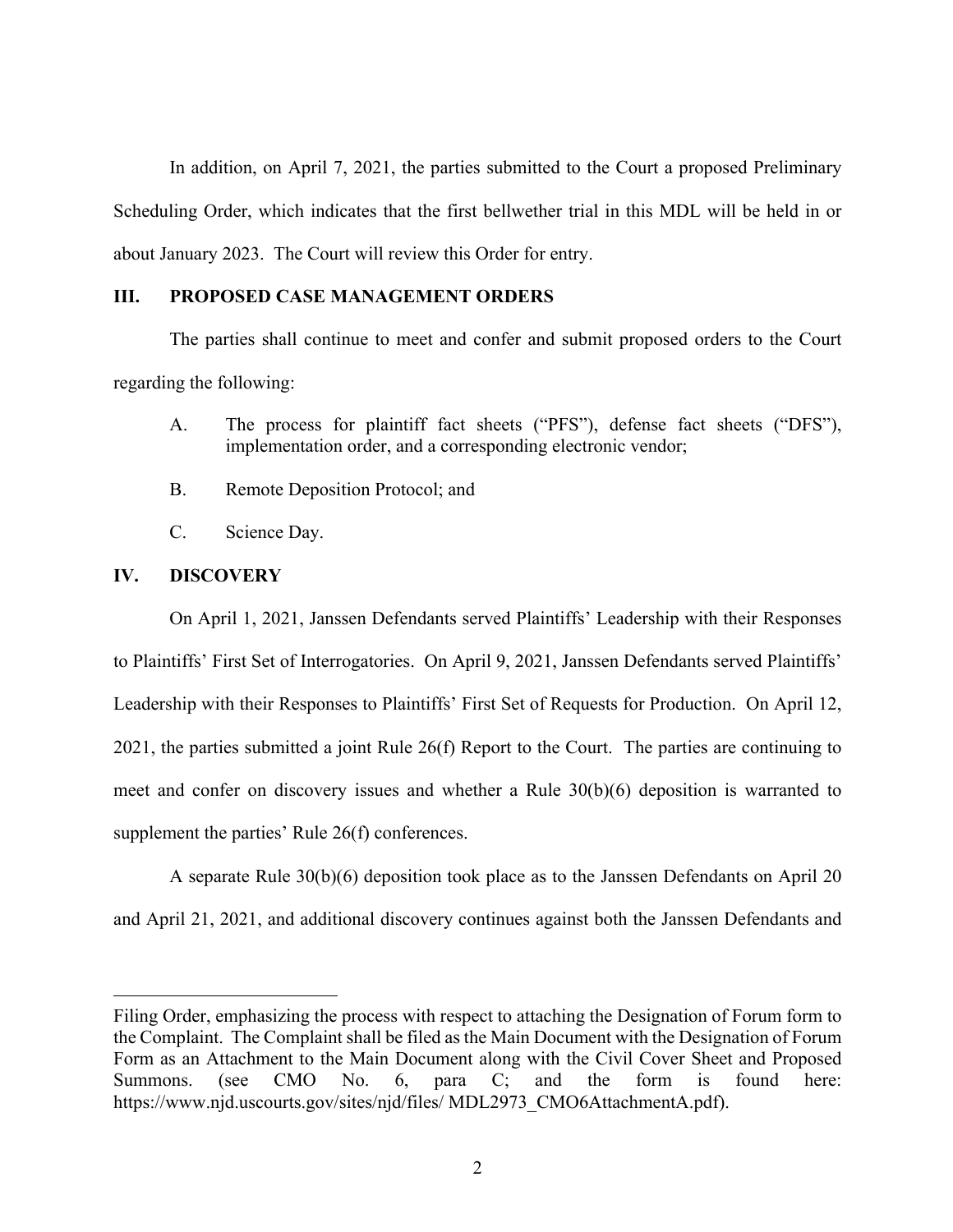In addition, on April 7, 2021, the parties submitted to the Court a proposed Preliminary Scheduling Order, which indicates that the first bellwether trial in this MDL will be held in or about January 2023. The Court will review this Order for entry.

## III. PROPOSED CASE MANAGEMENT ORDERS

The parties shall continue to meet and confer and submit proposed orders to the Court regarding the following:

A. The process for plaintiff fact sheets ("PFS"), defense fact sheets ("DFS"), implementation order, and a corresponding electronic vendor;

B. Remote Deposition Protocol; and

C. Science Day.

## IV. DISCOVERY

On April 1, 2021, Janssen Defendants served Plaintiffs' Leadership with their Responses to Plaintiffs' First Set of Interrogatories. On April 9, 2021, Janssen Defendants served Plaintiffs' Leadership with their Responses to Plaintiffs' First Set of Requests for Production. On April 12, 2021, the parties submitted a joint Rule 26(f) Report to the Court. The parties are continuing to meet and confer on discovery issues and whether a Rule 30(b)(6) deposition is warranted to supplement the parties' Rule 26(f) conferences.

A separate Rule 30(b)(6) deposition took place as to the Janssen Defendants on April 20 and April 21, 2021, and additional discovery continues against both the Janssen Defendants and

---

Filing Order, emphasizing the process with respect to attaching the Designation of Forum form to the Complaint. The Complaint shall be filed as the Main Document with the Designation of Forum Form as an Attachment to the Main Document along with the Civil Cover Sheet and Proposed Summons. (see CMO No. 6, para C; and the form is found here: https://www.njd.uscourts.gov/sites/njd/files/ MDL2973_CMO6AttachmentA.pdf).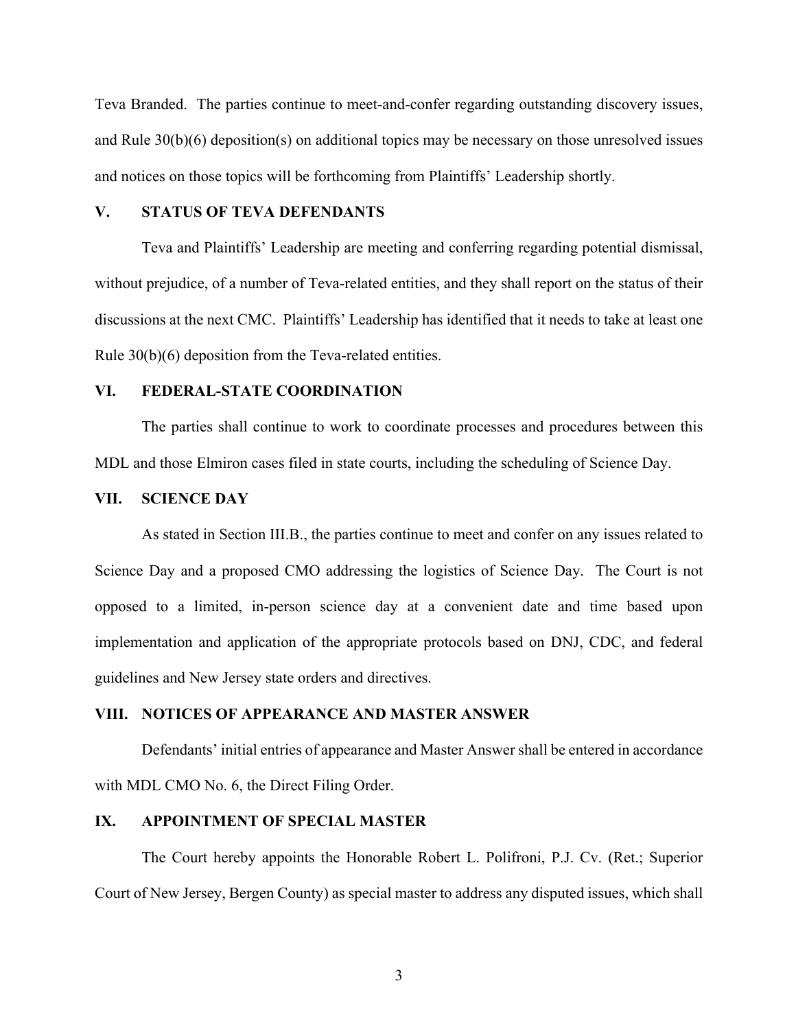Teva Branded. The parties continue to meet-and-confer regarding outstanding discovery issues, and Rule 30(b)(6) deposition(s) on additional topics may be necessary on those unresolved issues and notices on those topics will be forthcoming from Plaintiffs' Leadership shortly.

## V. STATUS OF TEVA DEFENDANTS

Teva and Plaintiffs' Leadership are meeting and conferring regarding potential dismissal, without prejudice, of a number of Teva-related entities, and they shall report on the status of their discussions at the next CMC. Plaintiffs' Leadership has identified that it needs to take at least one Rule 30(b)(6) deposition from the Teva-related entities.

## VI. FEDERAL-STATE COORDINATION

The parties shall continue to work to coordinate processes and procedures between this MDL and those Elmiron cases filed in state courts, including the scheduling of Science Day.

## VII. SCIENCE DAY

As stated in Section III.B., the parties continue to meet and confer on any issues related to Science Day and a proposed CMO addressing the logistics of Science Day. The Court is not opposed to a limited, in-person science day at a convenient date and time based upon implementation and application of the appropriate protocols based on DNJ, CDC, and federal guidelines and New Jersey state orders and directives.

## VIII. NOTICES OF APPEARANCE AND MASTER ANSWER

Defendants' initial entries of appearance and Master Answer shall be entered in accordance with MDL CMO No. 6, the Direct Filing Order.

## IX. APPOINTMENT OF SPECIAL MASTER

The Court hereby appoints the Honorable Robert L. Polifroni, P.J. Cv. (Ret.; Superior Court of New Jersey, Bergen County) as special master to address any disputed issues, which shall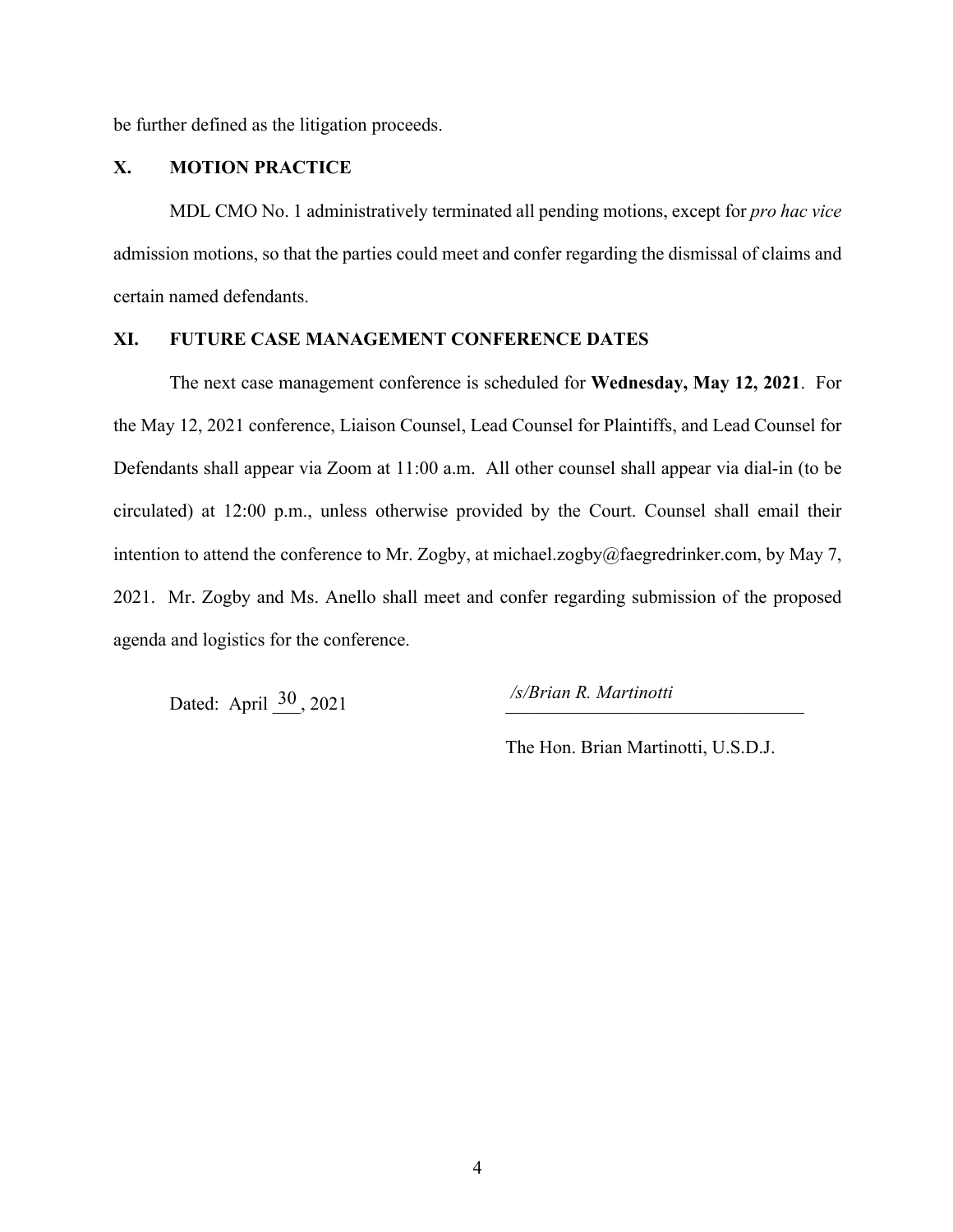be further defined as the litigation proceeds.

## X. MOTION PRACTICE

MDL CMO No. 1 administratively terminated all pending motions, except for *pro hac vice* admission motions, so that the parties could meet and confer regarding the dismissal of claims and certain named defendants.

## XI. FUTURE CASE MANAGEMENT CONFERENCE DATES

The next case management conference is scheduled for **Wednesday, May 12, 2021**. For the May 12, 2021 conference, Liaison Counsel, Lead Counsel for Plaintiffs, and Lead Counsel for Defendants shall appear via Zoom at 11:00 a.m. All other counsel shall appear via dial-in (to be circulated) at 12:00 p.m., unless otherwise provided by the Court. Counsel shall email their intention to attend the conference to Mr. Zogby, at michael.zogby@faegredrinker.com, by May 7, 2021. Mr. Zogby and Ms. Anello shall meet and confer regarding submission of the proposed agenda and logistics for the conference.

Dated: April 30, 2021

*/s/Brian R. Martinotti*

The Hon. Brian Martinotti, U.S.D.J.